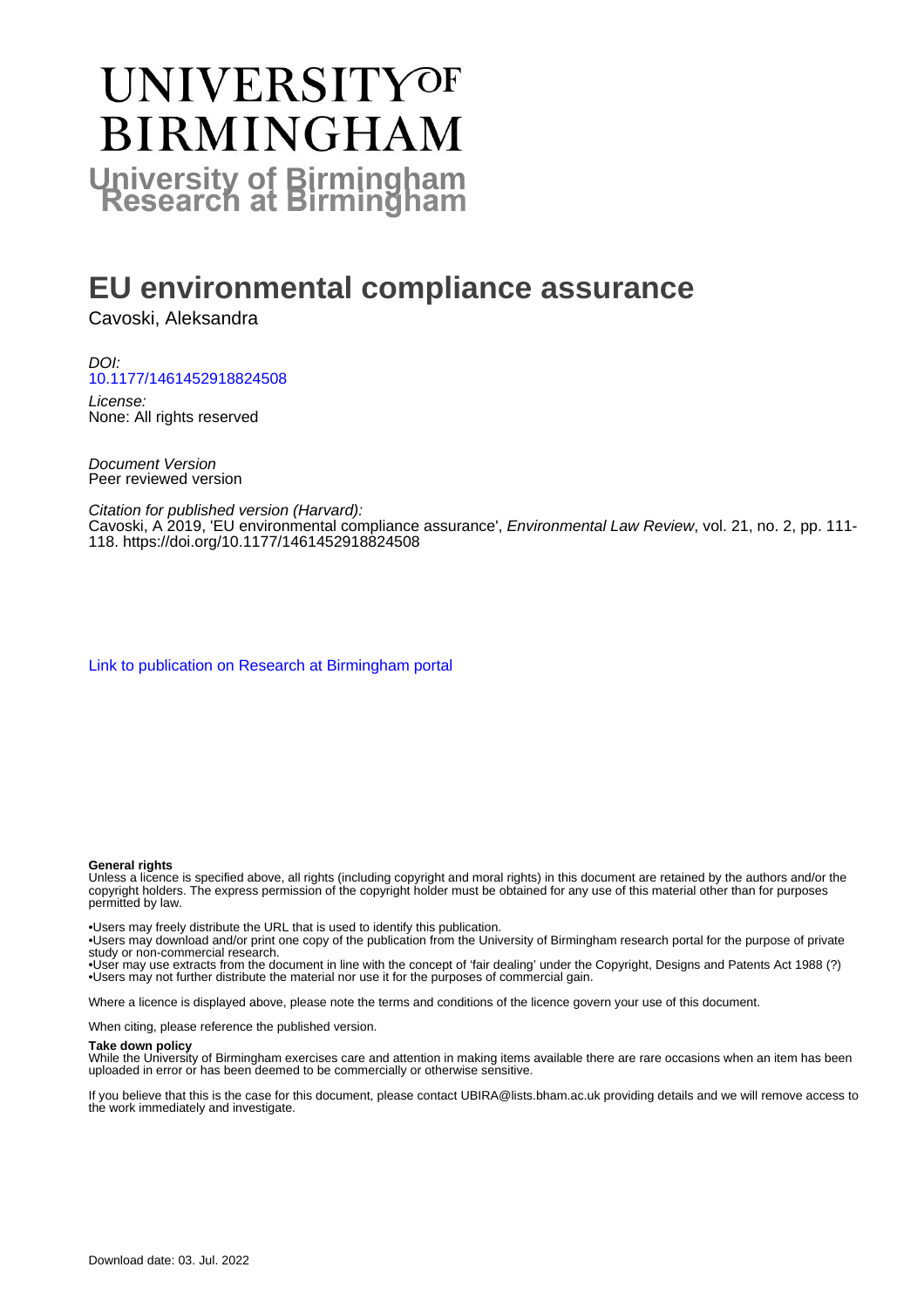# UNIVERSITY OF BIRMINGHAM

**University of Birmingham Research at Birmingham**

# EU environmental compliance assurance

Cavoski, Aleksandra

*DOI:*
[10.1177/1461452918824508](https://doi.org/10.1177/1461452918824508)

*License:*
None: All rights reserved

*Document Version*
Peer reviewed version

*Citation for published version (Harvard):*
Cavoski, A 2019, 'EU environmental compliance assurance', *Environmental Law Review*, vol. 21, no. 2, pp. 111-118. https://doi.org/10.1177/1461452918824508

[Link to publication on Research at Birmingham portal]

**General rights**
Unless a licence is specified above, all rights (including copyright and moral rights) in this document are retained by the authors and/or the copyright holders. The express permission of the copyright holder must be obtained for any use of this material other than for purposes permitted by law.

•Users may freely distribute the URL that is used to identify this publication.
•Users may download and/or print one copy of the publication from the University of Birmingham research portal for the purpose of private study or non-commercial research.
•User may use extracts from the document in line with the concept of 'fair dealing' under the Copyright, Designs and Patents Act 1988 (?)
•Users may not further distribute the material nor use it for the purposes of commercial gain.

Where a licence is displayed above, please note the terms and conditions of the licence govern your use of this document.

When citing, please reference the published version.

**Take down policy**
While the University of Birmingham exercises care and attention in making items available there are rare occasions when an item has been uploaded in error or has been deemed to be commercially or otherwise sensitive.

If you believe that this is the case for this document, please contact UBIRA@lists.bham.ac.uk providing details and we will remove access to the work immediately and investigate.

Download date: 03. Jul. 2022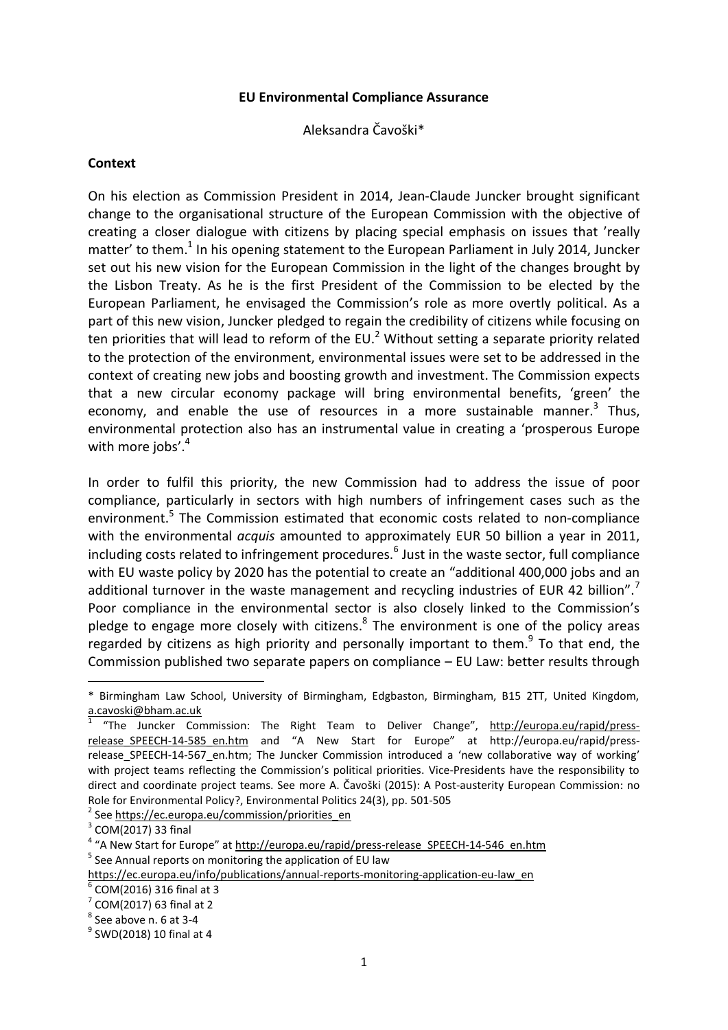**EU Environmental Compliance Assurance**

Aleksandra Čavoški*

**Context**

On his election as Commission President in 2014, Jean-Claude Juncker brought significant change to the organisational structure of the European Commission with the objective of creating a closer dialogue with citizens by placing special emphasis on issues that 'really matter' to them.[1] In his opening statement to the European Parliament in July 2014, Juncker set out his new vision for the European Commission in the light of the changes brought by the Lisbon Treaty. As he is the first President of the Commission to be elected by the European Parliament, he envisaged the Commission's role as more overtly political. As a part of this new vision, Juncker pledged to regain the credibility of citizens while focusing on ten priorities that will lead to reform of the EU.[2] Without setting a separate priority related to the protection of the environment, environmental issues were set to be addressed in the context of creating new jobs and boosting growth and investment. The Commission expects that a new circular economy package will bring environmental benefits, 'green' the economy, and enable the use of resources in a more sustainable manner.[3] Thus, environmental protection also has an instrumental value in creating a 'prosperous Europe with more jobs'.[4]

In order to fulfil this priority, the new Commission had to address the issue of poor compliance, particularly in sectors with high numbers of infringement cases such as the environment.[5] The Commission estimated that economic costs related to non-compliance with the environmental *acquis* amounted to approximately EUR 50 billion a year in 2011, including costs related to infringement procedures.[6] Just in the waste sector, full compliance with EU waste policy by 2020 has the potential to create an "additional 400,000 jobs and an additional turnover in the waste management and recycling industries of EUR 42 billion".[7] Poor compliance in the environmental sector is also closely linked to the Commission's pledge to engage more closely with citizens.[8] The environment is one of the policy areas regarded by citizens as high priority and personally important to them.[9] To that end, the Commission published two separate papers on compliance – EU Law: better results through

---

\* Birmingham Law School, University of Birmingham, Edgbaston, Birmingham, B15 2TT, United Kingdom, a.cavoski@bham.ac.uk

[1] "The Juncker Commission: The Right Team to Deliver Change", http://europa.eu/rapid/press-release_SPEECH-14-585_en.htm and "A New Start for Europe" at http://europa.eu/rapid/press-release_SPEECH-14-567_en.htm; The Juncker Commission introduced a 'new collaborative way of working' with project teams reflecting the Commission's political priorities. Vice-Presidents have the responsibility to direct and coordinate project teams. See more A. Čavoški (2015): A Post-austerity European Commission: no Role for Environmental Policy?, Environmental Politics 24(3), pp. 501-505

[2] See https://ec.europa.eu/commission/priorities_en

[3] COM(2017) 33 final

[4] "A New Start for Europe" at http://europa.eu/rapid/press-release_SPEECH-14-546_en.htm

[5] See Annual reports on monitoring the application of EU law https://ec.europa.eu/info/publications/annual-reports-monitoring-application-eu-law_en

[6] COM(2016) 316 final at 3

[7] COM(2017) 63 final at 2

[8] See above n. 6 at 3-4

[9] SWD(2018) 10 final at 4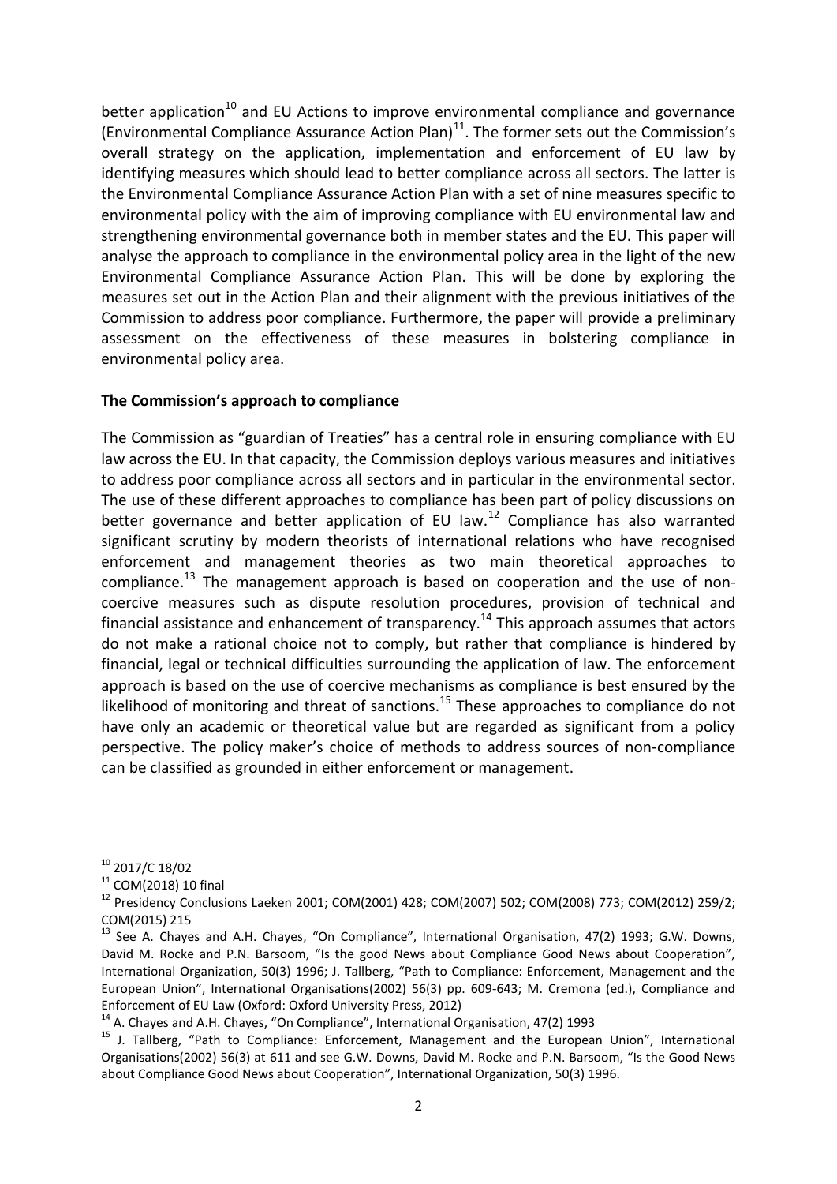better application[10] and EU Actions to improve environmental compliance and governance (Environmental Compliance Assurance Action Plan)[11]. The former sets out the Commission's overall strategy on the application, implementation and enforcement of EU law by identifying measures which should lead to better compliance across all sectors. The latter is the Environmental Compliance Assurance Action Plan with a set of nine measures specific to environmental policy with the aim of improving compliance with EU environmental law and strengthening environmental governance both in member states and the EU. This paper will analyse the approach to compliance in the environmental policy area in the light of the new Environmental Compliance Assurance Action Plan. This will be done by exploring the measures set out in the Action Plan and their alignment with the previous initiatives of the Commission to address poor compliance. Furthermore, the paper will provide a preliminary assessment on the effectiveness of these measures in bolstering compliance in environmental policy area.

**The Commission's approach to compliance**

The Commission as "guardian of Treaties" has a central role in ensuring compliance with EU law across the EU. In that capacity, the Commission deploys various measures and initiatives to address poor compliance across all sectors and in particular in the environmental sector. The use of these different approaches to compliance has been part of policy discussions on better governance and better application of EU law.[12] Compliance has also warranted significant scrutiny by modern theorists of international relations who have recognised enforcement and management theories as two main theoretical approaches to compliance.[13] The management approach is based on cooperation and the use of non-coercive measures such as dispute resolution procedures, provision of technical and financial assistance and enhancement of transparency.[14] This approach assumes that actors do not make a rational choice not to comply, but rather that compliance is hindered by financial, legal or technical difficulties surrounding the application of law. The enforcement approach is based on the use of coercive mechanisms as compliance is best ensured by the likelihood of monitoring and threat of sanctions.[15] These approaches to compliance do not have only an academic or theoretical value but are regarded as significant from a policy perspective. The policy maker's choice of methods to address sources of non-compliance can be classified as grounded in either enforcement or management.

---

[10] 2017/C 18/02

[11] COM(2018) 10 final

[12] Presidency Conclusions Laeken 2001; COM(2001) 428; COM(2007) 502; COM(2008) 773; COM(2012) 259/2; COM(2015) 215

[13] See A. Chayes and A.H. Chayes, "On Compliance", International Organisation, 47(2) 1993; G.W. Downs, David M. Rocke and P.N. Barsoom, "Is the good News about Compliance Good News about Cooperation", International Organization, 50(3) 1996; J. Tallberg, "Path to Compliance: Enforcement, Management and the European Union", International Organisations(2002) 56(3) pp. 609-643; M. Cremona (ed.), Compliance and Enforcement of EU Law (Oxford: Oxford University Press, 2012)

[14] A. Chayes and A.H. Chayes, "On Compliance", International Organisation, 47(2) 1993

[15] J. Tallberg, "Path to Compliance: Enforcement, Management and the European Union", International Organisations(2002) 56(3) at 611 and see G.W. Downs, David M. Rocke and P.N. Barsoom, "Is the Good News about Compliance Good News about Cooperation", International Organization, 50(3) 1996.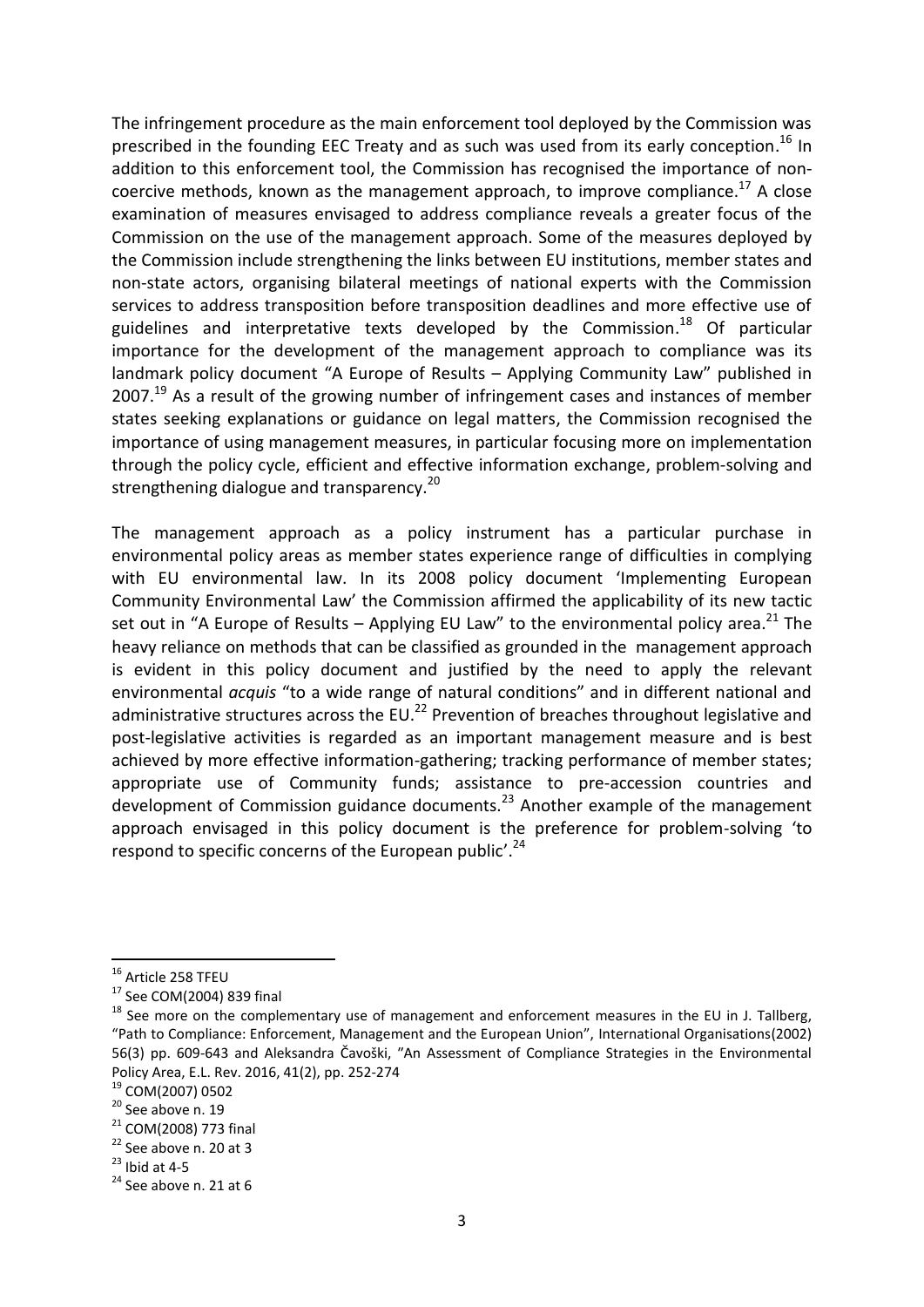The infringement procedure as the main enforcement tool deployed by the Commission was prescribed in the founding EEC Treaty and as such was used from its early conception.[16] In addition to this enforcement tool, the Commission has recognised the importance of non-coercive methods, known as the management approach, to improve compliance.[17] A close examination of measures envisaged to address compliance reveals a greater focus of the Commission on the use of the management approach. Some of the measures deployed by the Commission include strengthening the links between EU institutions, member states and non-state actors, organising bilateral meetings of national experts with the Commission services to address transposition before transposition deadlines and more effective use of guidelines and interpretative texts developed by the Commission.[18] Of particular importance for the development of the management approach to compliance was its landmark policy document "A Europe of Results – Applying Community Law" published in 2007.[19] As a result of the growing number of infringement cases and instances of member states seeking explanations or guidance on legal matters, the Commission recognised the importance of using management measures, in particular focusing more on implementation through the policy cycle, efficient and effective information exchange, problem-solving and strengthening dialogue and transparency.[20]

The management approach as a policy instrument has a particular purchase in environmental policy areas as member states experience range of difficulties in complying with EU environmental law. In its 2008 policy document 'Implementing European Community Environmental Law' the Commission affirmed the applicability of its new tactic set out in "A Europe of Results – Applying EU Law" to the environmental policy area.[21] The heavy reliance on methods that can be classified as grounded in the management approach is evident in this policy document and justified by the need to apply the relevant environmental *acquis* "to a wide range of natural conditions" and in different national and administrative structures across the EU.[22] Prevention of breaches throughout legislative and post-legislative activities is regarded as an important management measure and is best achieved by more effective information-gathering; tracking performance of member states; appropriate use of Community funds; assistance to pre-accession countries and development of Commission guidance documents.[23] Another example of the management approach envisaged in this policy document is the preference for problem-solving 'to respond to specific concerns of the European public'.[24]

---

[16] Article 258 TFEU

[17] See COM(2004) 839 final

[18] See more on the complementary use of management and enforcement measures in the EU in J. Tallberg, "Path to Compliance: Enforcement, Management and the European Union", International Organisations(2002) 56(3) pp. 609-643 and Aleksandra Čavoški, "An Assessment of Compliance Strategies in the Environmental Policy Area, E.L. Rev. 2016, 41(2), pp. 252-274

[19] COM(2007) 0502

[20] See above n. 19

[21] COM(2008) 773 final

[22] See above n. 20 at 3

[23] Ibid at 4-5

[24] See above n. 21 at 6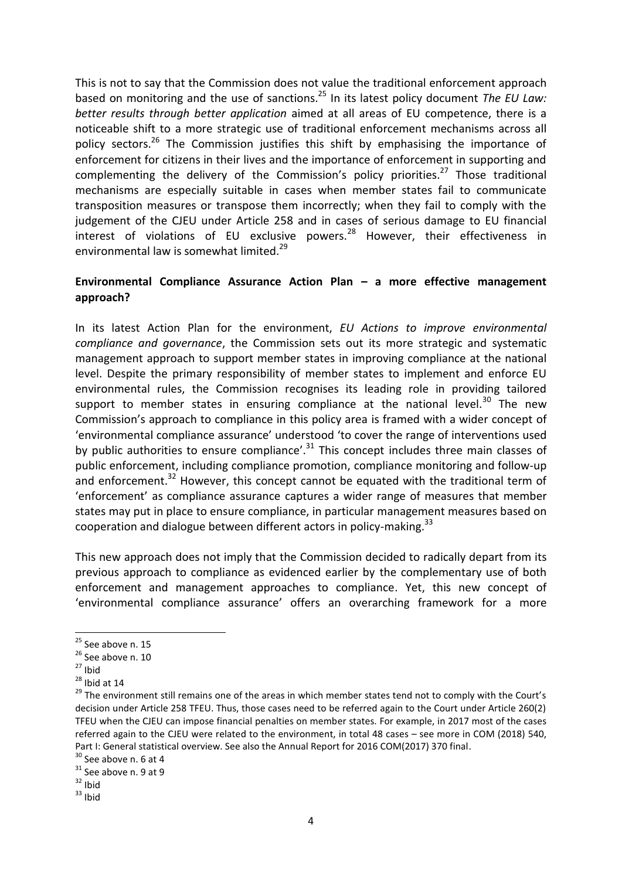This is not to say that the Commission does not value the traditional enforcement approach based on monitoring and the use of sanctions.[25] In its latest policy document *The EU Law: better results through better application* aimed at all areas of EU competence, there is a noticeable shift to a more strategic use of traditional enforcement mechanisms across all policy sectors.[26] The Commission justifies this shift by emphasising the importance of enforcement for citizens in their lives and the importance of enforcement in supporting and complementing the delivery of the Commission's policy priorities.[27] Those traditional mechanisms are especially suitable in cases when member states fail to communicate transposition measures or transpose them incorrectly; when they fail to comply with the judgement of the CJEU under Article 258 and in cases of serious damage to EU financial interest of violations of EU exclusive powers.[28] However, their effectiveness in environmental law is somewhat limited.[29]

**Environmental Compliance Assurance Action Plan – a more effective management approach?**

In its latest Action Plan for the environment, *EU Actions to improve environmental compliance and governance*, the Commission sets out its more strategic and systematic management approach to support member states in improving compliance at the national level. Despite the primary responsibility of member states to implement and enforce EU environmental rules, the Commission recognises its leading role in providing tailored support to member states in ensuring compliance at the national level.[30] The new Commission's approach to compliance in this policy area is framed with a wider concept of 'environmental compliance assurance' understood 'to cover the range of interventions used by public authorities to ensure compliance'.[31] This concept includes three main classes of public enforcement, including compliance promotion, compliance monitoring and follow-up and enforcement.[32] However, this concept cannot be equated with the traditional term of 'enforcement' as compliance assurance captures a wider range of measures that member states may put in place to ensure compliance, in particular management measures based on cooperation and dialogue between different actors in policy-making.[33]

This new approach does not imply that the Commission decided to radically depart from its previous approach to compliance as evidenced earlier by the complementary use of both enforcement and management approaches to compliance. Yet, this new concept of 'environmental compliance assurance' offers an overarching framework for a more

---

[25] See above n. 15

[26] See above n. 10

[27] Ibid

[28] Ibid at 14

[29] The environment still remains one of the areas in which member states tend not to comply with the Court's decision under Article 258 TFEU. Thus, those cases need to be referred again to the Court under Article 260(2) TFEU when the CJEU can impose financial penalties on member states. For example, in 2017 most of the cases referred again to the CJEU were related to the environment, in total 48 cases – see more in COM (2018) 540, Part I: General statistical overview. See also the Annual Report for 2016 COM(2017) 370 final.

[30] See above n. 6 at 4

[31] See above n. 9 at 9

[32] Ibid

[33] Ibid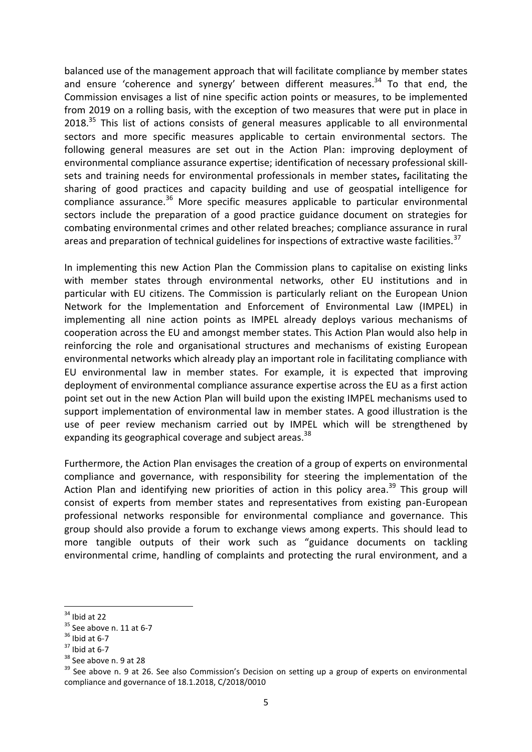balanced use of the management approach that will facilitate compliance by member states and ensure 'coherence and synergy' between different measures.[34] To that end, the Commission envisages a list of nine specific action points or measures, to be implemented from 2019 on a rolling basis, with the exception of two measures that were put in place in 2018.[35] This list of actions consists of general measures applicable to all environmental sectors and more specific measures applicable to certain environmental sectors. The following general measures are set out in the Action Plan: improving deployment of environmental compliance assurance expertise; identification of necessary professional skill-sets and training needs for environmental professionals in member states**,** facilitating the sharing of good practices and capacity building and use of geospatial intelligence for compliance assurance.[36] More specific measures applicable to particular environmental sectors include the preparation of a good practice guidance document on strategies for combating environmental crimes and other related breaches; compliance assurance in rural areas and preparation of technical guidelines for inspections of extractive waste facilities.[37]

In implementing this new Action Plan the Commission plans to capitalise on existing links with member states through environmental networks, other EU institutions and in particular with EU citizens. The Commission is particularly reliant on the European Union Network for the Implementation and Enforcement of Environmental Law (IMPEL) in implementing all nine action points as IMPEL already deploys various mechanisms of cooperation across the EU and amongst member states. This Action Plan would also help in reinforcing the role and organisational structures and mechanisms of existing European environmental networks which already play an important role in facilitating compliance with EU environmental law in member states. For example, it is expected that improving deployment of environmental compliance assurance expertise across the EU as a first action point set out in the new Action Plan will build upon the existing IMPEL mechanisms used to support implementation of environmental law in member states. A good illustration is the use of peer review mechanism carried out by IMPEL which will be strengthened by expanding its geographical coverage and subject areas.[38]

Furthermore, the Action Plan envisages the creation of a group of experts on environmental compliance and governance, with responsibility for steering the implementation of the Action Plan and identifying new priorities of action in this policy area.[39] This group will consist of experts from member states and representatives from existing pan-European professional networks responsible for environmental compliance and governance. This group should also provide a forum to exchange views among experts. This should lead to more tangible outputs of their work such as "guidance documents on tackling environmental crime, handling of complaints and protecting the rural environment, and a

---

[34] Ibid at 22

[35] See above n. 11 at 6-7

[36] Ibid at 6-7

[37] Ibid at 6-7

[38] See above n. 9 at 28

[39] See above n. 9 at 26. See also Commission's Decision on setting up a group of experts on environmental compliance and governance of 18.1.2018, C/2018/0010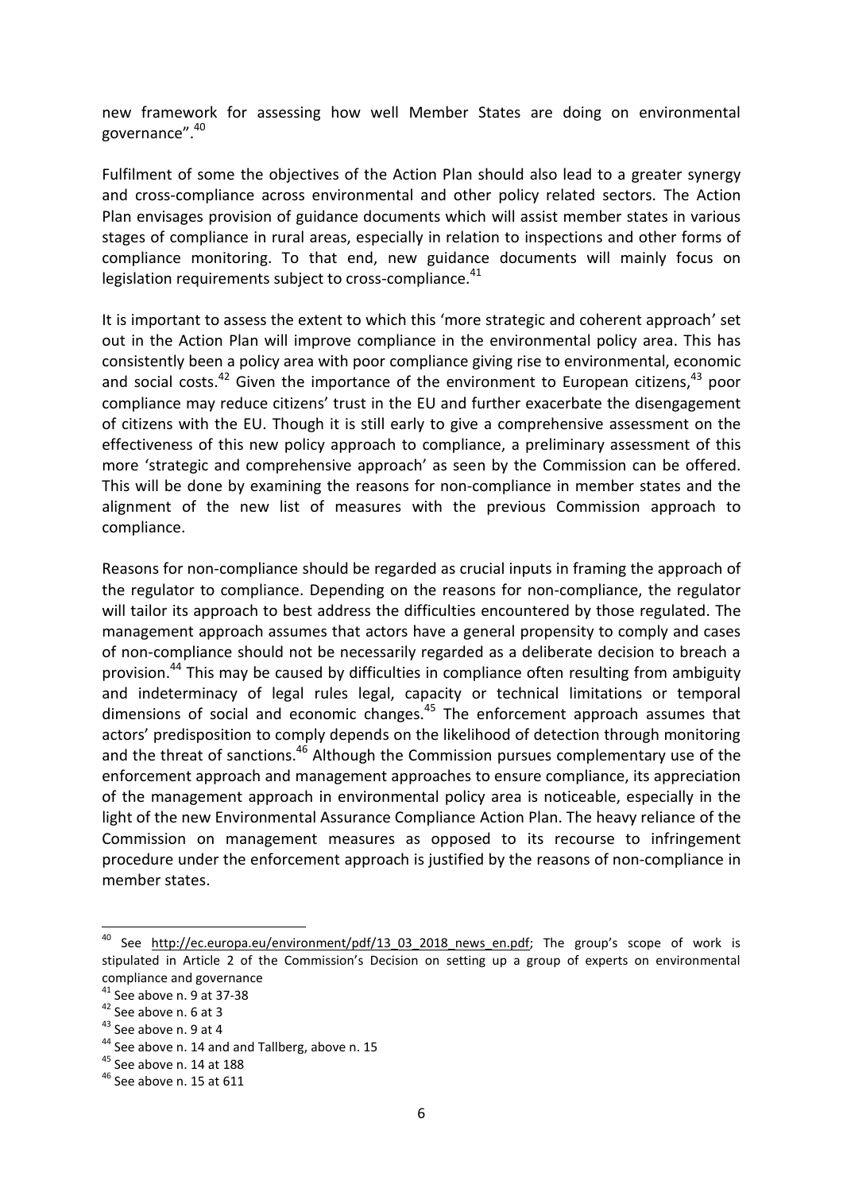new framework for assessing how well Member States are doing on environmental governance".[40]

Fulfilment of some the objectives of the Action Plan should also lead to a greater synergy and cross-compliance across environmental and other policy related sectors. The Action Plan envisages provision of guidance documents which will assist member states in various stages of compliance in rural areas, especially in relation to inspections and other forms of compliance monitoring. To that end, new guidance documents will mainly focus on legislation requirements subject to cross-compliance.[41]

It is important to assess the extent to which this 'more strategic and coherent approach' set out in the Action Plan will improve compliance in the environmental policy area. This has consistently been a policy area with poor compliance giving rise to environmental, economic and social costs.[42] Given the importance of the environment to European citizens,[43] poor compliance may reduce citizens' trust in the EU and further exacerbate the disengagement of citizens with the EU. Though it is still early to give a comprehensive assessment on the effectiveness of this new policy approach to compliance, a preliminary assessment of this more 'strategic and comprehensive approach' as seen by the Commission can be offered. This will be done by examining the reasons for non-compliance in member states and the alignment of the new list of measures with the previous Commission approach to compliance.

Reasons for non-compliance should be regarded as crucial inputs in framing the approach of the regulator to compliance. Depending on the reasons for non-compliance, the regulator will tailor its approach to best address the difficulties encountered by those regulated. The management approach assumes that actors have a general propensity to comply and cases of non-compliance should not be necessarily regarded as a deliberate decision to breach a provision.[44] This may be caused by difficulties in compliance often resulting from ambiguity and indeterminacy of legal rules legal, capacity or technical limitations or temporal dimensions of social and economic changes.[45] The enforcement approach assumes that actors' predisposition to comply depends on the likelihood of detection through monitoring and the threat of sanctions.[46] Although the Commission pursues complementary use of the enforcement approach and management approaches to ensure compliance, its appreciation of the management approach in environmental policy area is noticeable, especially in the light of the new Environmental Assurance Compliance Action Plan. The heavy reliance of the Commission on management measures as opposed to its recourse to infringement procedure under the enforcement approach is justified by the reasons of non-compliance in member states.

---

[40] See http://ec.europa.eu/environment/pdf/13_03_2018_news_en.pdf; The group's scope of work is stipulated in Article 2 of the Commission's Decision on setting up a group of experts on environmental compliance and governance

[41] See above n. 9 at 37-38

[42] See above n. 6 at 3

[43] See above n. 9 at 4

[44] See above n. 14 and and Tallberg, above n. 15

[45] See above n. 14 at 188

[46] See above n. 15 at 611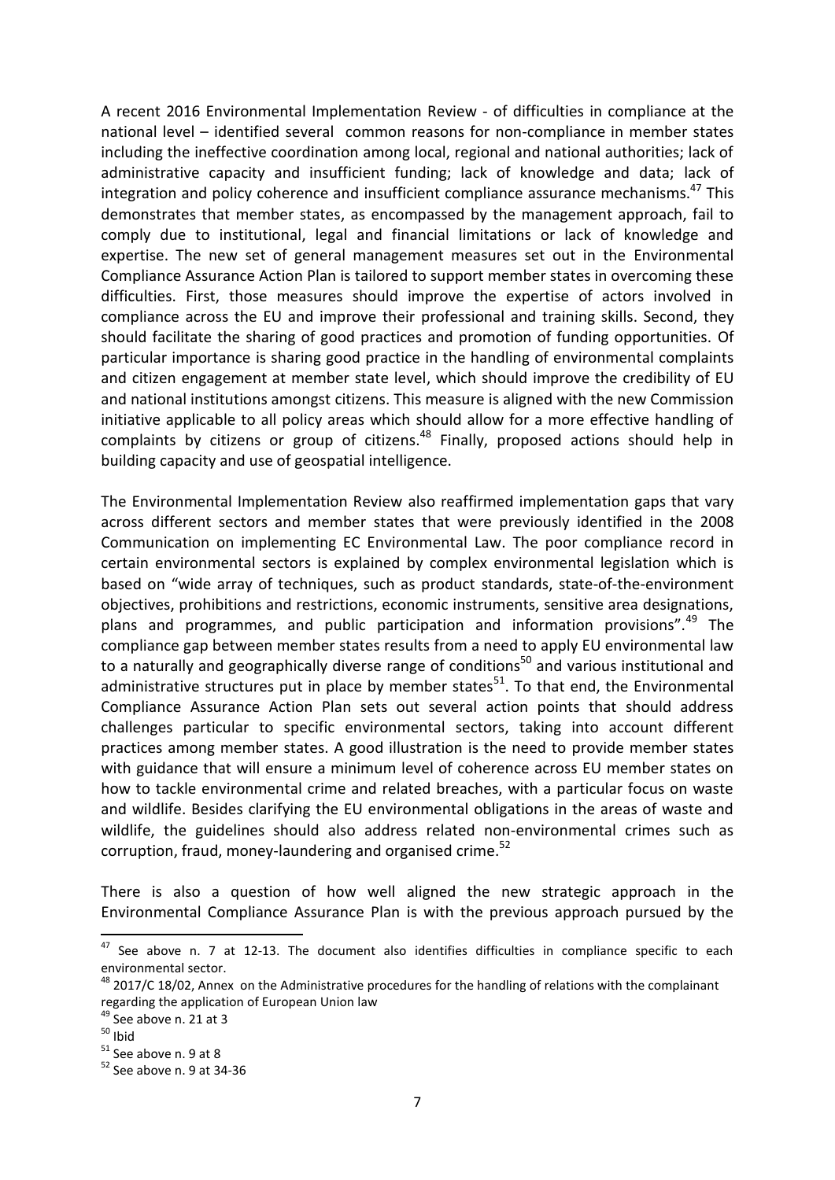A recent 2016 Environmental Implementation Review - of difficulties in compliance at the national level – identified several common reasons for non-compliance in member states including the ineffective coordination among local, regional and national authorities; lack of administrative capacity and insufficient funding; lack of knowledge and data; lack of integration and policy coherence and insufficient compliance assurance mechanisms.[47] This demonstrates that member states, as encompassed by the management approach, fail to comply due to institutional, legal and financial limitations or lack of knowledge and expertise. The new set of general management measures set out in the Environmental Compliance Assurance Action Plan is tailored to support member states in overcoming these difficulties. First, those measures should improve the expertise of actors involved in compliance across the EU and improve their professional and training skills. Second, they should facilitate the sharing of good practices and promotion of funding opportunities. Of particular importance is sharing good practice in the handling of environmental complaints and citizen engagement at member state level, which should improve the credibility of EU and national institutions amongst citizens. This measure is aligned with the new Commission initiative applicable to all policy areas which should allow for a more effective handling of complaints by citizens or group of citizens.[48] Finally, proposed actions should help in building capacity and use of geospatial intelligence.

The Environmental Implementation Review also reaffirmed implementation gaps that vary across different sectors and member states that were previously identified in the 2008 Communication on implementing EC Environmental Law. The poor compliance record in certain environmental sectors is explained by complex environmental legislation which is based on "wide array of techniques, such as product standards, state-of-the-environment objectives, prohibitions and restrictions, economic instruments, sensitive area designations, plans and programmes, and public participation and information provisions".[49] The compliance gap between member states results from a need to apply EU environmental law to a naturally and geographically diverse range of conditions[50] and various institutional and administrative structures put in place by member states[51]. To that end, the Environmental Compliance Assurance Action Plan sets out several action points that should address challenges particular to specific environmental sectors, taking into account different practices among member states. A good illustration is the need to provide member states with guidance that will ensure a minimum level of coherence across EU member states on how to tackle environmental crime and related breaches, with a particular focus on waste and wildlife. Besides clarifying the EU environmental obligations in the areas of waste and wildlife, the guidelines should also address related non-environmental crimes such as corruption, fraud, money-laundering and organised crime.[52]

There is also a question of how well aligned the new strategic approach in the Environmental Compliance Assurance Plan is with the previous approach pursued by the

---

[47] See above n. 7 at 12-13. The document also identifies difficulties in compliance specific to each environmental sector.

[48] 2017/C 18/02, Annex on the Administrative procedures for the handling of relations with the complainant regarding the application of European Union law

[49] See above n. 21 at 3

[50] Ibid

[51] See above n. 9 at 8

[52] See above n. 9 at 34-36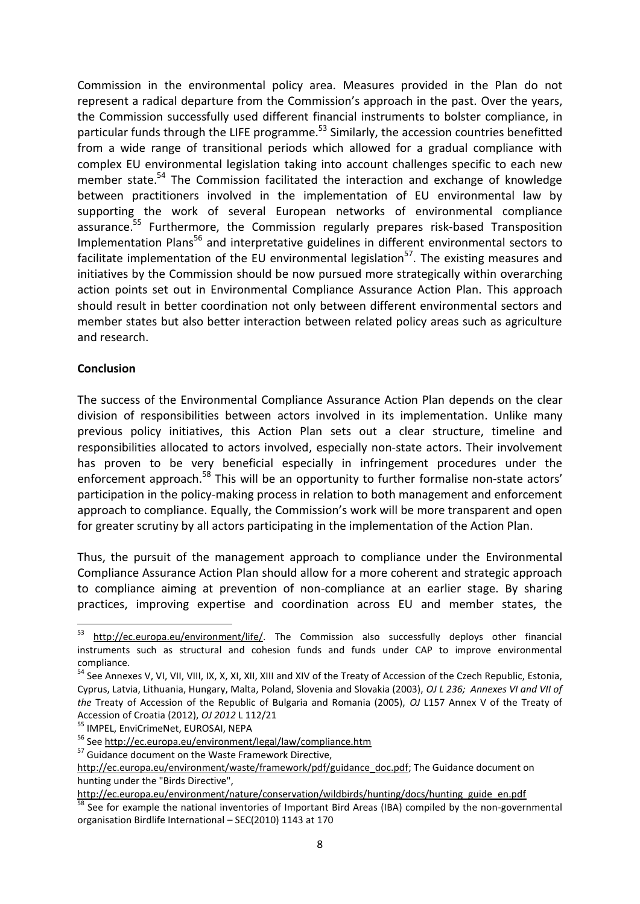Commission in the environmental policy area. Measures provided in the Plan do not represent a radical departure from the Commission's approach in the past. Over the years, the Commission successfully used different financial instruments to bolster compliance, in particular funds through the LIFE programme.[53] Similarly, the accession countries benefitted from a wide range of transitional periods which allowed for a gradual compliance with complex EU environmental legislation taking into account challenges specific to each new member state.[54] The Commission facilitated the interaction and exchange of knowledge between practitioners involved in the implementation of EU environmental law by supporting the work of several European networks of environmental compliance assurance.[55] Furthermore, the Commission regularly prepares risk-based Transposition Implementation Plans[56] and interpretative guidelines in different environmental sectors to facilitate implementation of the EU environmental legislation[57]. The existing measures and initiatives by the Commission should be now pursued more strategically within overarching action points set out in Environmental Compliance Assurance Action Plan. This approach should result in better coordination not only between different environmental sectors and member states but also better interaction between related policy areas such as agriculture and research.

**Conclusion**

The success of the Environmental Compliance Assurance Action Plan depends on the clear division of responsibilities between actors involved in its implementation. Unlike many previous policy initiatives, this Action Plan sets out a clear structure, timeline and responsibilities allocated to actors involved, especially non-state actors. Their involvement has proven to be very beneficial especially in infringement procedures under the enforcement approach.[58] This will be an opportunity to further formalise non-state actors' participation in the policy-making process in relation to both management and enforcement approach to compliance. Equally, the Commission's work will be more transparent and open for greater scrutiny by all actors participating in the implementation of the Action Plan.

Thus, the pursuit of the management approach to compliance under the Environmental Compliance Assurance Action Plan should allow for a more coherent and strategic approach to compliance aiming at prevention of non-compliance at an earlier stage. By sharing practices, improving expertise and coordination across EU and member states, the

---

[53] http://ec.europa.eu/environment/life/. The Commission also successfully deploys other financial instruments such as structural and cohesion funds and funds under CAP to improve environmental compliance.

[54] See Annexes V, VI, VII, VIII, IX, X, XI, XII, XIII and XIV of the Treaty of Accession of the Czech Republic, Estonia, Cyprus, Latvia, Lithuania, Hungary, Malta, Poland, Slovenia and Slovakia (2003), *OJ L 236; Annexes VI and VII of the* Treaty of Accession of the Republic of Bulgaria and Romania (2005), *OJ* L157 Annex V of the Treaty of Accession of Croatia (2012), *OJ 2012* L 112/21

[55] IMPEL, EnviCrimeNet, EUROSAI, NEPA

[56] See http://ec.europa.eu/environment/legal/law/compliance.htm

[57] Guidance document on the Waste Framework Directive, http://ec.europa.eu/environment/waste/framework/pdf/guidance_doc.pdf; The Guidance document on hunting under the "Birds Directive", http://ec.europa.eu/environment/nature/conservation/wildbirds/hunting/docs/hunting_guide_en.pdf

[58] See for example the national inventories of Important Bird Areas (IBA) compiled by the non-governmental organisation Birdlife International – SEC(2010) 1143 at 170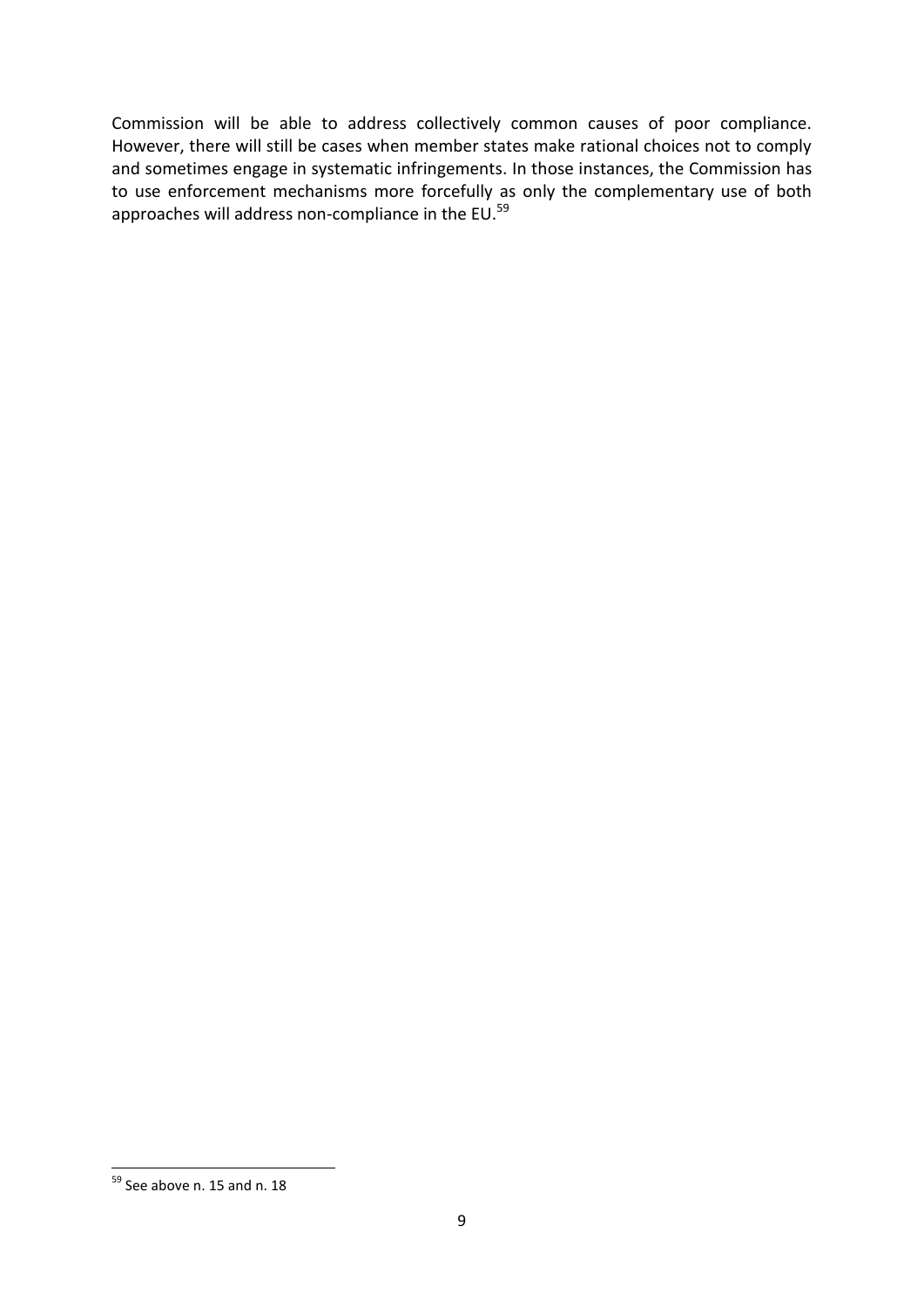Commission will be able to address collectively common causes of poor compliance. However, there will still be cases when member states make rational choices not to comply and sometimes engage in systematic infringements. In those instances, the Commission has to use enforcement mechanisms more forcefully as only the complementary use of both approaches will address non-compliance in the EU.[59]

[59] See above n. 15 and n. 18